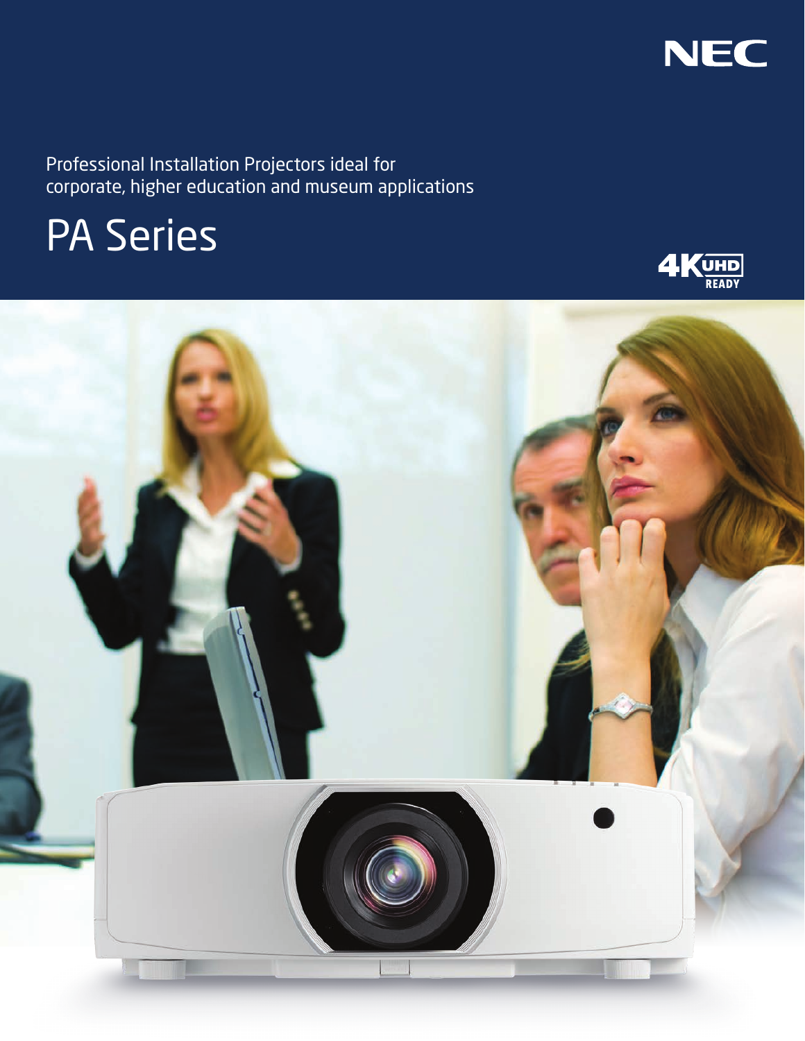NEC

Professional Installation Projectors ideal for corporate, higher education and museum applications

# PA Series

4K UHD READY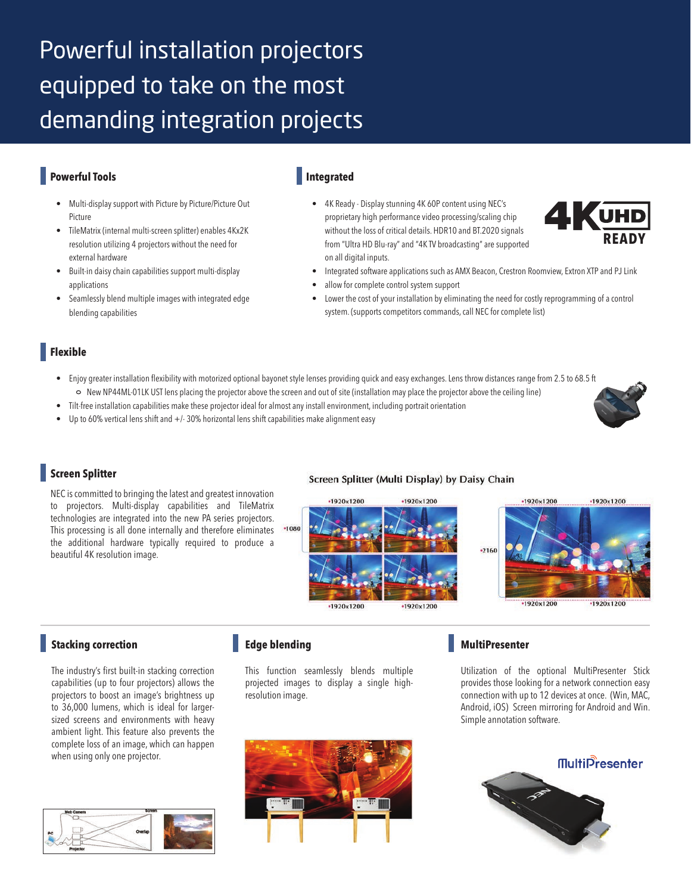# Powerful installation projectors equipped to take on the most demanding integration projects

## Powerful Tools

- Multi-display support with Picture by Picture/Picture Out Picture
- TileMatrix (internal multi-screen splitter) enables 4Kx2K resolution utilizing 4 projectors without the need for external hardware
- Built-in daisy chain capabilities support multi-display applications
- Seamlessly blend multiple images with integrated edge blending capabilities

## Integrated

- 4K Ready - Display stunning 4K 60P content using NEC's proprietary high performance video processing/scaling chip without the loss of critical details. HDR10 and BT.2020 signals from "Ultra HD Blu-ray" and "4K TV broadcasting" are supported on all digital inputs.
- Integrated software applications such as AMX Beacon, Crestron Roomview, Extron XTP and PJ Link
- allow for complete control system support
- Lower the cost of your installation by eliminating the need for costly reprogramming of a control system. (supports competitors commands, call NEC for complete list)

## Flexible

- Enjoy greater installation flexibility with motorized optional bayonet style lenses providing quick and easy exchanges. Lens throw distances range from 2.5 to 68.5 ft
  - New NP44ML-01LK UST lens placing the projector above the screen and out of site (installation may place the projector above the ceiling line)
- Tilt-free installation capabilities make these projector ideal for almost any install environment, including portrait orientation
- Up to 60% vertical lens shift and +/- 30% horizontal lens shift capabilities make alignment easy

## Screen Splitter

NEC is committed to bringing the latest and greatest innovation to projectors. Multi-display capabilities and TileMatrix technologies are integrated into the new PA series projectors. This processing is all done internally and therefore eliminates the additional hardware typically required to produce a beautiful 4K resolution image.

Screen Splitter (Multi Display) by Daisy Chain

## Stacking correction

The industry's first built-in stacking correction capabilities (up to four projectors) allows the projectors to boost an image's brightness up to 36,000 lumens, which is ideal for larger-sized screens and environments with heavy ambient light. This feature also prevents the complete loss of an image, which can happen when using only one projector.

## Edge blending

This function seamlessly blends multiple projected images to display a single high-resolution image.

## MultiPresenter

Utilization of the optional MultiPresenter Stick provides those looking for a network connection easy connection with up to 12 devices at once. (Win, MAC, Android, iOS) Screen mirroring for Android and Win. Simple annotation software.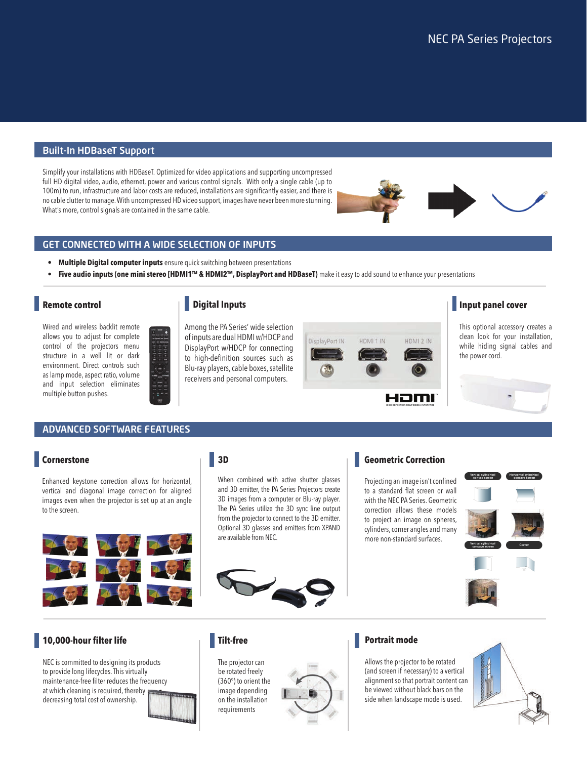## Built-In HDBaseT Support

Simplify your installations with HDBaseT. Optimized for video applications and supporting uncompressed full HD digital video, audio, ethernet, power and various control signals. With only a single cable (up to 100m) to run, infrastructure and labor costs are reduced, installations are significantly easier, and there is no cable clutter to manage. With uncompressed HD video support, images have never been more stunning. What's more, control signals are contained in the same cable.

## GET CONNECTED WITH A WIDE SELECTION OF INPUTS

- **Multiple Digital computer inputs** ensure quick switching between presentations
- **Five audio inputs (one mini stereo [HDMI1™ & HDMI2™, DisplayPort and HDBaseT)** make it easy to add sound to enhance your presentations

### Remote control

Wired and wireless backlit remote allows you to adjust for complete control of the projectors menu structure in a well lit or dark environment. Direct controls such as lamp mode, aspect ratio, volume and input selection eliminates multiple button pushes.

### Digital Inputs

Among the PA Series' wide selection of inputs are dual HDMI w/HDCP and DisplayPort w/HDCP for connecting to high-definition sources such as Blu-ray players, cable boxes, satellite receivers and personal computers.

DisplayPort IN HDMI 1 IN HDMI 2 IN

### Input panel cover

This optional accessory creates a clean look for your installation, while hiding signal cables and the power cord.

## ADVANCED SOFTWARE FEATURES

### Cornerstone

Enhanced keystone correction allows for horizontal, vertical and diagonal image correction for aligned images even when the projector is set up at an angle to the screen.

### 3D

When combined with active shutter glasses and 3D emitter, the PA Series Projectors create 3D images from a computer or Blu-ray player. The PA Series utilize the 3D sync line output from the projector to connect to the 3D emitter. Optional 3D glasses and emitters from XPAND are available from NEC.

### Geometric Correction

Projecting an image isn't confined to a standard flat screen or wall with the NEC PA Series. Geometric correction allows these models to project an image on spheres, cylinders, corner angles and many more non-standard surfaces.

Vertical cylindrical convex screen | Horizontal cylindrical concave screen | Vertical cylindrical concave screen | Corner

### 10,000-hour filter life

NEC is committed to designing its products to provide long lifecycles. This virtually maintenance-free filter reduces the frequency at which cleaning is required, thereby decreasing total cost of ownership.

### Tilt-free

The projector can be rotated freely (360°) to orient the image depending on the installation requirements

### Portrait mode

Allows the projector to be rotated (and screen if necessary) to a vertical alignment so that portrait content can be viewed without black bars on the side when landscape mode is used.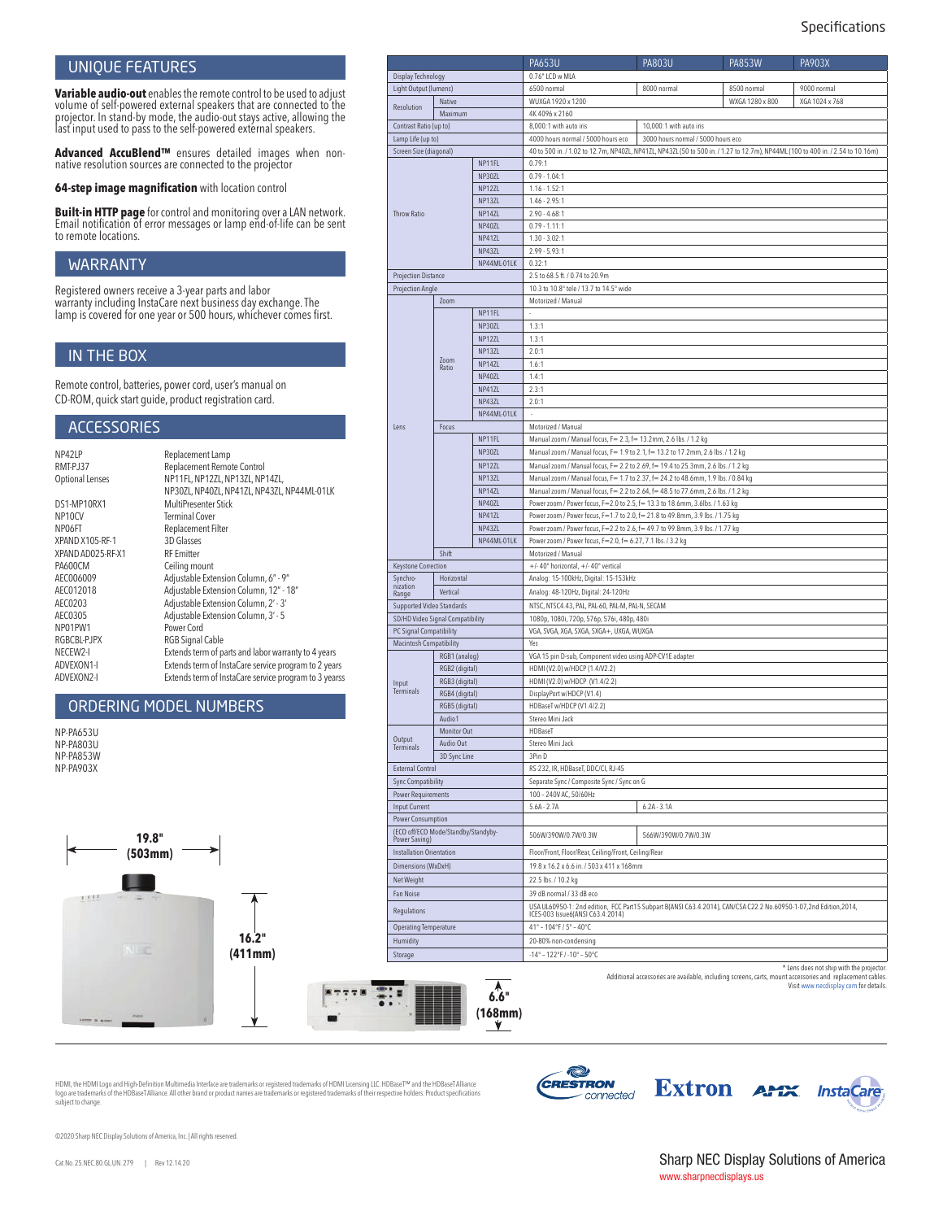# Specifications

## UNIQUE FEATURES

**Variable audio-out** enables the remote control to be used to adjust volume of self-powered external speakers that are connected to the projector. In standby mode, the audio-out stays active, allowing the last input used to pass to the self-powered external speakers.

**Advanced AccuBlend™** ensures detailed images when non-native resolution sources are connected to the projector

**64-step image magnification** with location control

**Built-in HTTP page** for control and monitoring over a LAN network. Email notification of error messages or lamp end-of-life can be sent to remote locations.

## WARRANTY

Registered owners receive a 3-year parts and labor warranty including InstaCare next business day exchange. The lamp is covered for one year or 500 hours, whichever comes first.

## IN THE BOX

Remote control, batteries, power cord, user's manual on CD-ROM, quick start guide, product registration card.

## ACCESSORIES

| | |
|---|---|
| NP42LP | Replacement Lamp |
| RMT-PJ37 | Replacement Remote Control |
| Optional Lenses | NP11FL, NP12ZL, NP13ZL, NP14ZL, NP30ZL, NP40ZL, NP41ZL, NP43ZL, NP44ML-01LK |
| DS1-MP10RX1 | MultiPresenter Stick |
| NP10CV | Terminal Cover |
| NP06FT | Replacement Filter |
| XPAND X105-RF-1 | 3D Glasses |
| XPAND AD025-RF-X1 | RF Emitter |
| PA600CM | Ceiling mount |
| AEC006009 | Adjustable Extension Column, 6" - 9" |
| AEC012018 | Adjustable Extension Column, 12" - 18" |
| AEC0203 | Adjustable Extension Column, 2' - 3' |
| AEC0305 | Adjustable Extension Column, 3' - 5 |
| NP01PW1 | Power Cord |
| RGBCBL-PJPX | RGB Signal Cable |
| NECEW2-I | Extends term of parts and labor warranty to 4 years |
| ADVEXON1-I | Extends term of InstaCare service program to 2 years |
| ADVEXON2-I | Extends term of InstaCare service program to 3 years |

## ORDERING MODEL NUMBERS

NP-PA653U
NP-PA803U
NP-PA853W
NP-PA903X

19.8" (503mm)

16.2" (411mm)

6.6" (168mm)

| | | | PA653U | PA803U | PA853W | PA903X |
|---|---|---|---|---|---|---|
| Display Technology | | | 0.76" LCD w MLA | | | |
| Light Output (lumens) | | | 6500 normal | 8000 normal | 8500 normal | 9000 normal |
| Resolution | Native | | WUXGA 1920 x 1200 | | WXGA 1280 x 800 | XGA 1024 x 768 |
| | Maximum | | 4K 4096 x 2160 | | | |
| Contrast Ratio (up to) | | | 8,000:1 with auto iris | 10,000:1 with auto iris | | |
| Lamp Life (up to) | | | 4000 hours normal / 5000 hours eco | 3000 hours normal / 5000 hours eco | | |
| Screen Size (diagonal) | | | 40 to 500 in. / 1.02 to 12.7m, NP40ZL, NP41ZL, NP43ZL (50 to 500 in. / 1.27 to 12.7m), NP44ML (100 to 400 in. / 2.54 to 10.16m) | | | |
| Throw Ratio | | NP11FL | 0.79:1 | | | |
| | | NP30ZL | 0.79 - 1.04:1 | | | |
| | | NP12ZL | 1.16 - 1.52:1 | | | |
| | | NP13ZL | 1.46 - 2.95:1 | | | |
| | | NP14ZL | 2.90 - 4.68:1 | | | |
| | | NP40ZL | 0.79 - 1.11:1 | | | |
| | | NP41ZL | 1.30 - 3.02:1 | | | |
| | | NP43ZL | 2.99 - 5.93:1 | | | |
| | | NP44ML-01LK | 0.32:1 | | | |
| Projection Distance | | | 2.5 to 68.5 ft. / 0.74 to 20.9m | | | |
| Projection Angle | | | 10.3 to 10.8° tele / 13.7 to 14.5° wide | | | |
| Lens | Zoom | | Motorized / Manual | | | |
| | Zoom Ratio | NP11FL | - | | | |
| | | NP30ZL | 1.3:1 | | | |
| | | NP12ZL | 1.3:1 | | | |
| | | NP13ZL | 2.0:1 | | | |
| | | NP14ZL | 1.6:1 | | | |
| | | NP40ZL | 1.4:1 | | | |
| | | NP41ZL | 2.3:1 | | | |
| | | NP43ZL | 2.0:1 | | | |
| | | NP44ML-01LK | - | | | |
| | Focus | | Motorized / Manual | | | |
| | | NP11FL | Manual zoom / Manual focus, F= 2.3, f= 13.2mm, 2.6 lbs. / 1.2 kg | | | |
| | | NP30ZL | Manual zoom / Manual focus, F= 1.9 to 2.1, f= 13.2 to 17.2mm, 2.6 lbs. / 1.2 kg | | | |
| | | NP12ZL | Manual zoom / Manual focus, F= 2.2 to 2.69, f= 19.4 to 25.3mm, 2.6 lbs. / 1.2 kg | | | |
| | | NP13ZL | Manual zoom / Manual focus, F= 1.7 to 2.37, f= 24.2 to 48.6mm, 1.9 lbs. / 0.84 kg | | | |
| | | NP14ZL | Manual zoom / Manual focus, F= 2.2 to 2.64, f= 48.5 to 77.6mm, 2.6 lbs. / 1.2 kg | | | |
| | | NP40ZL | Power zoom / Power focus, F=2.0 to 2.5, f= 13.3 to 18.6mm, 3.6lbs. / 1.63 kg | | | |
| | | NP41ZL | Power zoom / Power focus, F=1.7 to 2.0, f= 21.8 to 49.8mm, 3.9 lbs. / 1.75 kg | | | |
| | | NP43ZL | Power zoom / Power focus, F=2.2 to 2.6, f= 49.7 to 99.8mm, 3.9 lbs. / 1.77 kg | | | |
| | | NP44ML-01LK | Power zoom / Power focus, F=2.0, f= 6.27, 7.1 lbs. / 3.2 kg | | | |
| | Shift | | Motorized / Manual | | | |
| Keystone Correction | | | +/- 40° horizontal, +/- 40° vertical | | | |
| Synchronization Range | Horizontal | | Analog: 15-100kHz, Digital: 15-153kHz | | | |
| | Vertical | | Analog: 48-120Hz, Digital: 24-120Hz | | | |
| Supported Video Standards | | | NTSC, NTSC4.43, PAL, PAL-60, PAL-M, PAL-N, SECAM | | | |
| SD/HD Video Signal Compatibility | | | 1080p, 1080i, 720p, 576p, 576i, 480p, 480i | | | |
| PC Signal Compatibility | | | VGA, SVGA, XGA, SXGA, SXGA+, UXGA, WUXGA | | | |
| Macintosh Compatibility | | | Yes | | | |
| Input Terminals | RGB1 (analog) | | VGA 15 pin D-sub, Component video using ADP-CV1E adapter | | | |
| | RGB2 (digital) | | HDMI (V2.0) w/HDCP (1.4/V2.2) | | | |
| | RGB3 (digital) | | HDMI (V2.0) w/HDCP (V1.4/2.2) | | | |
| | RGB4 (digital) | | DisplayPort w/HDCP (V1.4) | | | |
| | RGB5 (digital) | | HDBaseT w/HDCP (V1.4/2.2) | | | |
| | Audio1 | | Stereo Mini Jack | | | |
| Output Terminals | Monitor Out | | HDBaseT | | | |
| | Audio Out | | Stereo Mini Jack | | | |
| | 3D Sync Line | | 3Pin D | | | |
| External Control | | | RS-232, IR, HDBaseT, DDC/CI, RJ-45 | | | |
| Sync Compatibility | | | Separate Sync / Composite Sync / Sync on G | | | |
| Power Requirements | | | 100 – 240V AC, 50/60Hz | | | |
| Input Current | | | 5.6A - 2.7A | 6.2A - 3.1A | | |
| Power Consumption (ECO off/ECO Mode/Standby/Standyby-Power Saving) | | | 506W/390W/0.7W/0.3W | 566W/390W/0.7W/0.3W | | |
| Installation Orientation | | | Floor/Front, Floor/Rear, Ceiling/Front, Ceiling/Rear | | | |
| Dimensions (WxDxH) | | | 19.8 x 16.2 x 6.6 in. / 503 x 411 x 168mm | | | |
| Net Weight | | | 22.5 lbs. / 10.2 kg | | | |
| Fan Noise | | | 39 dB normal / 33 dB eco | | | |
| Regulations | | | USA UL60950-1: 2nd edition, FCC Part15 Subpart B(ANSI C63.4:2014), CAN/CSA C22.2 No.60950-1-07,2nd Edition,2014, ICES-003 Issue6(ANSI C63.4:2014) | | | |
| Operating Temperature | | | 41° – 104°F / 5° – 40°C | | | |
| Humidity | | | 20-80% non-condensing | | | |
| Storage | | | -14° – 122°F / -10° – 50°C | | | |

\* Lens does not ship with the projector.
Additional accessories are available, including screens, carts, mount accessories and replacement cables. Visit www.necdisplay.com for details.

HDMI, the HDMI Logo and High-Definition Multimedia Interface are trademarks or registered trademarks of HDMI Licensing LLC. HDBaseT™ and the HDBaseT Alliance logo are trademarks of the HDBaseT Alliance. All other brand or product names are trademarks or registered trademarks of their respective holders. Product specifications subject to change.

Crestron connected | Extron | AMX | InstaCare

©2020 Sharp NEC Display Solutions of America, Inc. | All rights reserved.

Cat No. 25.NEC.80.GL.UN. 279 | Rev 12.14.20

Sharp NEC Display Solutions of America
www.sharpnecdisplays.us